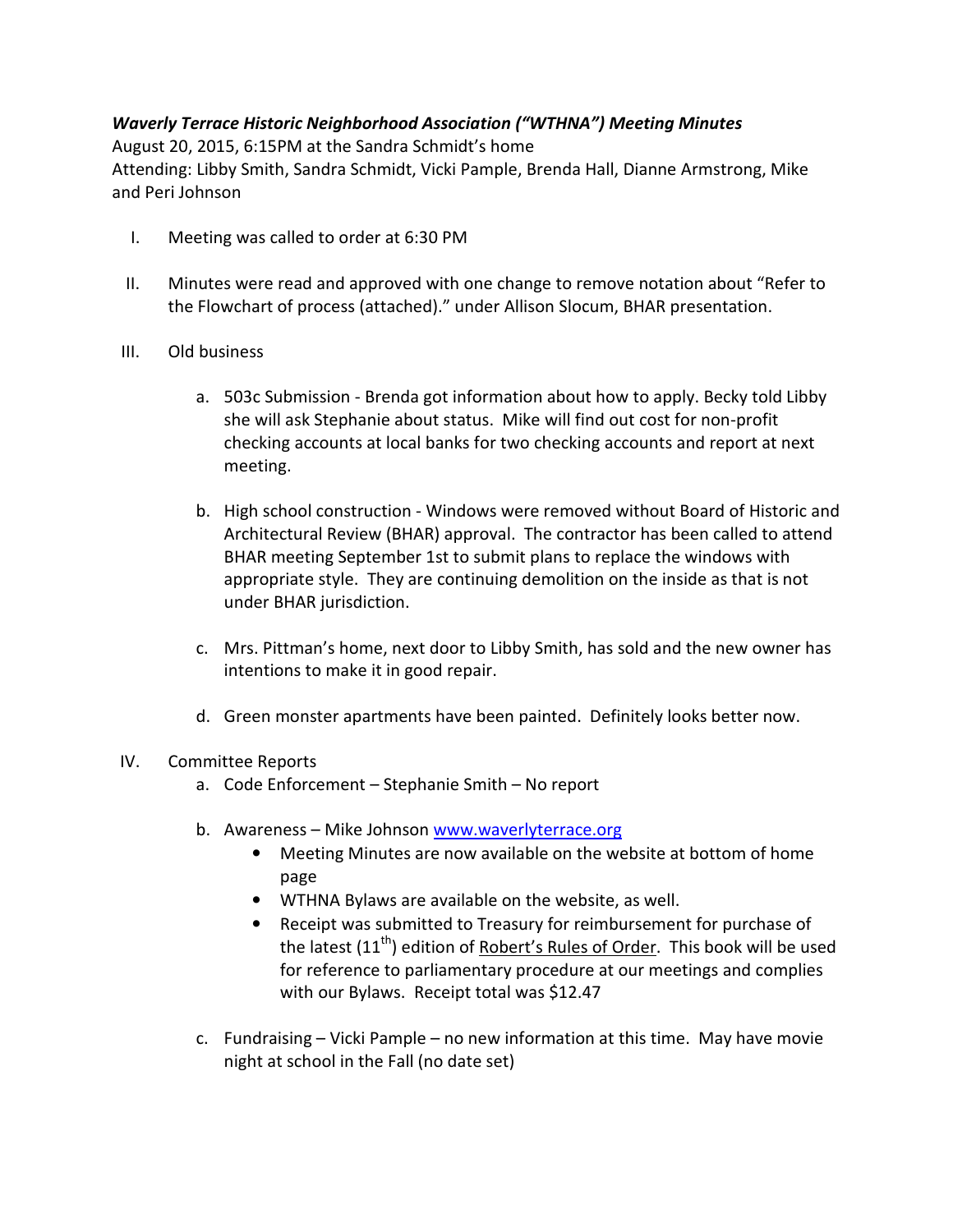***Waverly Terrace Historic Neighborhood Association ("WTHNA") Meeting Minutes***

August 20, 2015, 6:15PM at the Sandra Schmidt's home

Attending: Libby Smith, Sandra Schmidt, Vicki Pample, Brenda Hall, Dianne Armstrong, Mike and Peri Johnson

I. Meeting was called to order at 6:30 PM

II. Minutes were read and approved with one change to remove notation about "Refer to the Flowchart of process (attached)." under Allison Slocum, BHAR presentation.

III. Old business

   a. 503c Submission - Brenda got information about how to apply. Becky told Libby she will ask Stephanie about status. Mike will find out cost for non-profit checking accounts at local banks for two checking accounts and report at next meeting.

   b. High school construction - Windows were removed without Board of Historic and Architectural Review (BHAR) approval. The contractor has been called to attend BHAR meeting September 1st to submit plans to replace the windows with appropriate style. They are continuing demolition on the inside as that is not under BHAR jurisdiction.

   c. Mrs. Pittman's home, next door to Libby Smith, has sold and the new owner has intentions to make it in good repair.

   d. Green monster apartments have been painted. Definitely looks better now.

IV. Committee Reports

   a. Code Enforcement – Stephanie Smith – No report

   b. Awareness – Mike Johnson www.waverlyterrace.org
      - Meeting Minutes are now available on the website at bottom of home page
      - WTHNA Bylaws are available on the website, as well.
      - Receipt was submitted to Treasury for reimbursement for purchase of the latest (11th) edition of Robert's Rules of Order. This book will be used for reference to parliamentary procedure at our meetings and complies with our Bylaws. Receipt total was $12.47

   c. Fundraising – Vicki Pample – no new information at this time. May have movie night at school in the Fall (no date set)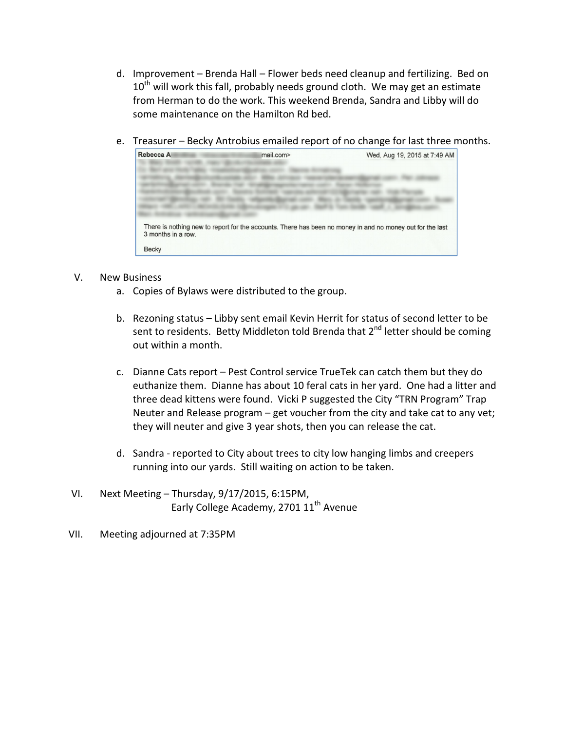d. Improvement – Brenda Hall – Flower beds need cleanup and fertilizing. Bed on 10th will work this fall, probably needs ground cloth. We may get an estimate from Herman to do the work. This weekend Brenda, Sandra and Libby will do some maintenance on the Hamilton Rd bed.

e. Treasurer – Becky Antrobius emailed report of no change for last three months.

> **Rebecca A** mail.com> Wed, Aug 19, 2015 at 7:49 AM
>
> There is nothing new to report for the accounts. There has been no money in and no money out for the last 3 months in a row.
>
> Becky

V. New Business

a. Copies of Bylaws were distributed to the group.

b. Rezoning status – Libby sent email Kevin Herrit for status of second letter to be sent to residents. Betty Middleton told Brenda that 2nd letter should be coming out within a month.

c. Dianne Cats report – Pest Control service TrueTek can catch them but they do euthanize them. Dianne has about 10 feral cats in her yard. One had a litter and three dead kittens were found. Vicki P suggested the City "TRN Program" Trap Neuter and Release program – get voucher from the city and take cat to any vet; they will neuter and give 3 year shots, then you can release the cat.

d. Sandra - reported to City about trees to city low hanging limbs and creepers running into our yards. Still waiting on action to be taken.

VI. Next Meeting – Thursday, 9/17/2015, 6:15PM,
Early College Academy, 2701 11th Avenue

VII. Meeting adjourned at 7:35PM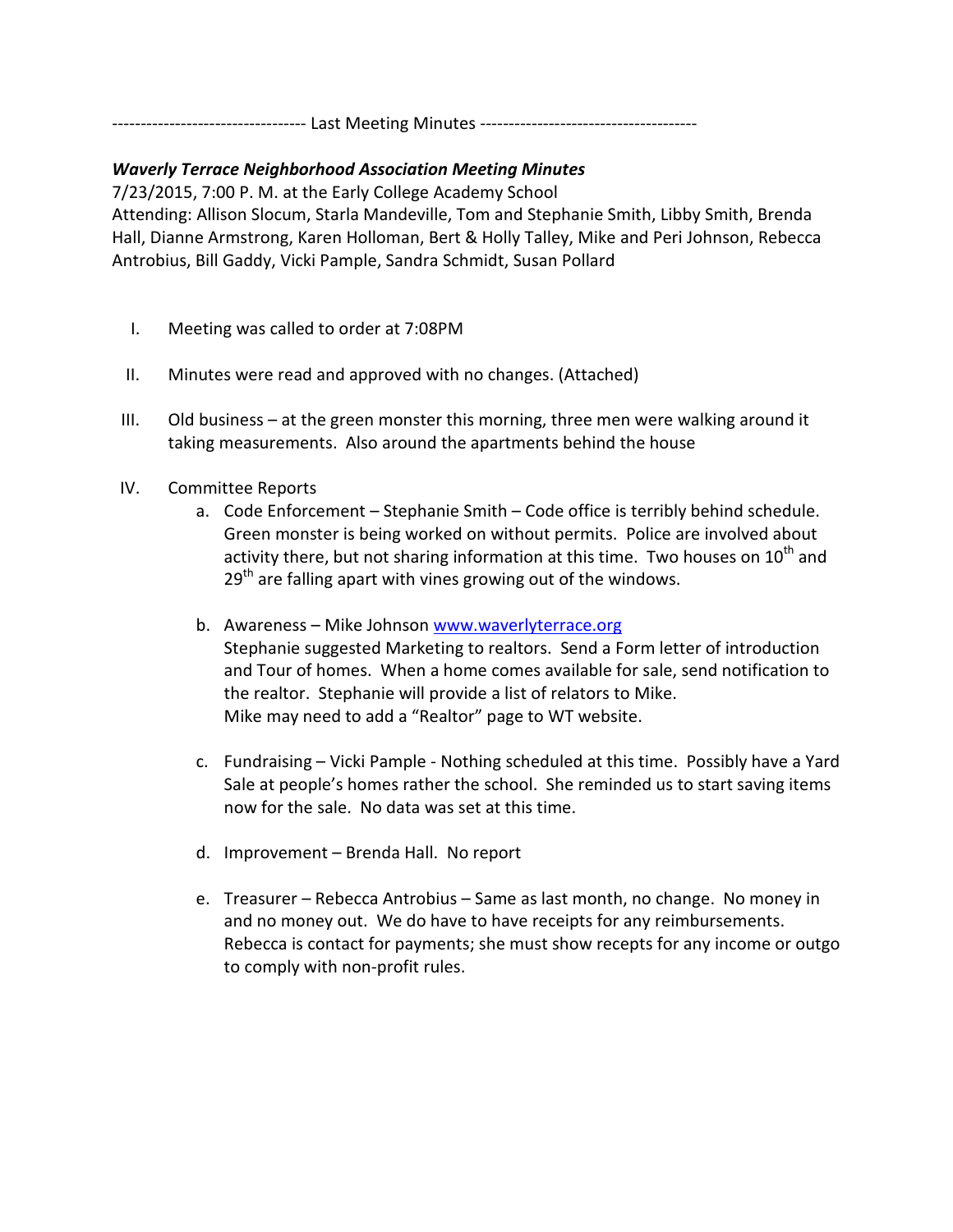---------------------------------- Last Meeting Minutes --------------------------------------

***Waverly Terrace Neighborhood Association Meeting Minutes***

7/23/2015, 7:00 P. M. at the Early College Academy School

Attending: Allison Slocum, Starla Mandeville, Tom and Stephanie Smith, Libby Smith, Brenda Hall, Dianne Armstrong, Karen Holloman, Bert & Holly Talley, Mike and Peri Johnson, Rebecca Antrobius, Bill Gaddy, Vicki Pample, Sandra Schmidt, Susan Pollard

I. Meeting was called to order at 7:08PM

II. Minutes were read and approved with no changes. (Attached)

III. Old business – at the green monster this morning, three men were walking around it taking measurements. Also around the apartments behind the house

IV. Committee Reports

   a. Code Enforcement – Stephanie Smith – Code office is terribly behind schedule. Green monster is being worked on without permits. Police are involved about activity there, but not sharing information at this time. Two houses on 10th and 29th are falling apart with vines growing out of the windows.

   b. Awareness – Mike Johnson www.waverlyterrace.org
   Stephanie suggested Marketing to realtors. Send a Form letter of introduction and Tour of homes. When a home comes available for sale, send notification to the realtor. Stephanie will provide a list of relators to Mike.
   Mike may need to add a "Realtor" page to WT website.

   c. Fundraising – Vicki Pample - Nothing scheduled at this time. Possibly have a Yard Sale at people's homes rather the school. She reminded us to start saving items now for the sale. No data was set at this time.

   d. Improvement – Brenda Hall. No report

   e. Treasurer – Rebecca Antrobius – Same as last month, no change. No money in and no money out. We do have to have receipts for any reimbursements. Rebecca is contact for payments; she must show recepts for any income or outgo to comply with non-profit rules.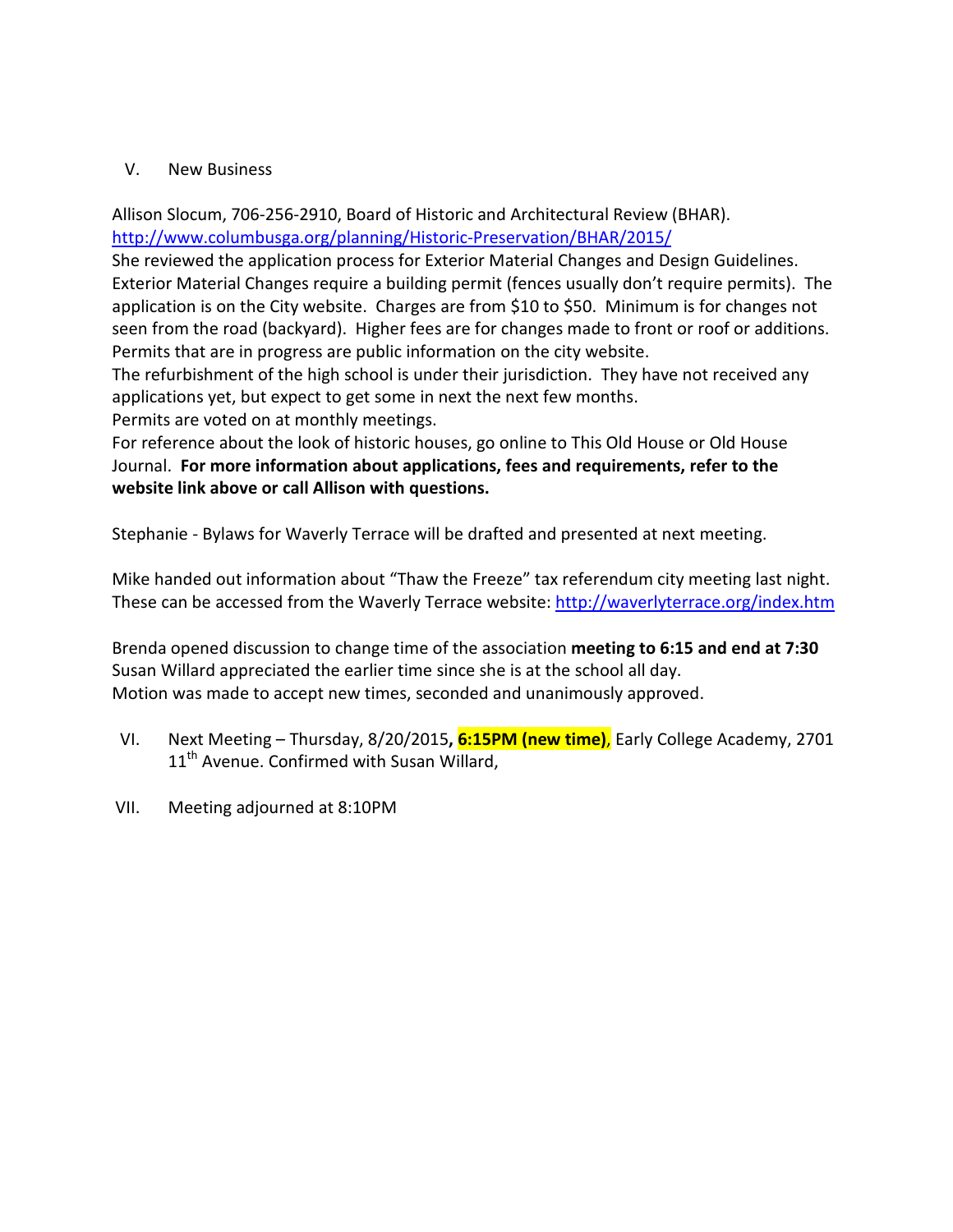V. New Business

Allison Slocum, 706-256-2910, Board of Historic and Architectural Review (BHAR).
http://www.columbusga.org/planning/Historic-Preservation/BHAR/2015/
She reviewed the application process for Exterior Material Changes and Design Guidelines. Exterior Material Changes require a building permit (fences usually don't require permits). The application is on the City website. Charges are from $10 to $50. Minimum is for changes not seen from the road (backyard). Higher fees are for changes made to front or roof or additions. Permits that are in progress are public information on the city website.
The refurbishment of the high school is under their jurisdiction. They have not received any applications yet, but expect to get some in next the next few months.
Permits are voted on at monthly meetings.
For reference about the look of historic houses, go online to This Old House or Old House Journal. **For more information about applications, fees and requirements, refer to the website link above or call Allison with questions.**

Stephanie - Bylaws for Waverly Terrace will be drafted and presented at next meeting.

Mike handed out information about "Thaw the Freeze" tax referendum city meeting last night. These can be accessed from the Waverly Terrace website: http://waverlyterrace.org/index.htm

Brenda opened discussion to change time of the association **meeting to 6:15 and end at 7:30**
Susan Willard appreciated the earlier time since she is at the school all day.
Motion was made to accept new times, seconded and unanimously approved.

VI. Next Meeting – Thursday, 8/20/2015**, 6:15PM (new time)**, Early College Academy, 2701 11th Avenue. Confirmed with Susan Willard,

VII. Meeting adjourned at 8:10PM